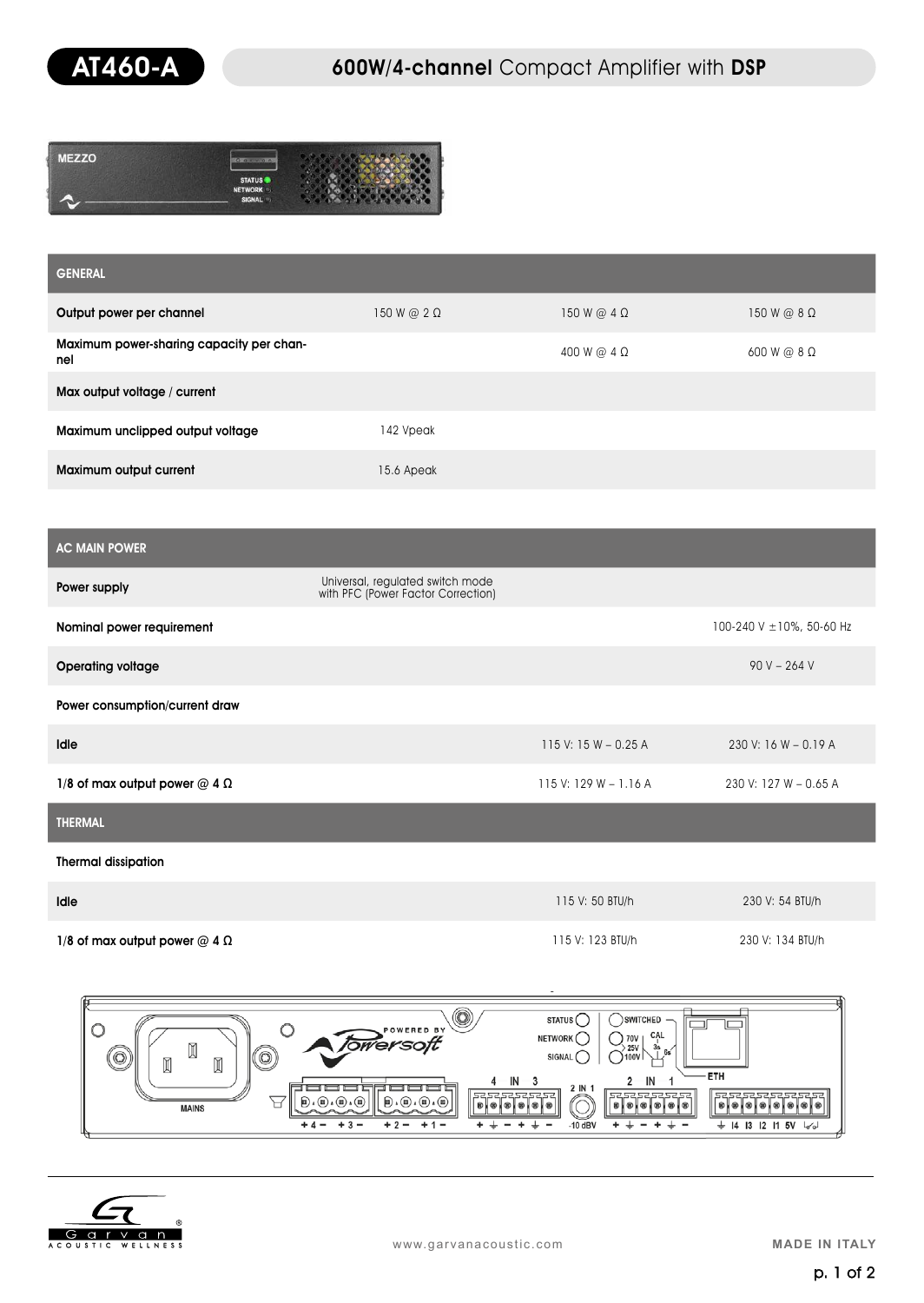# AT460-A

## 600W/4-channel Compact Amplifier with DSP

| GENERAL | | | |
|---|---|---|---|
| Output power per channel | 150 W @ 2 Ω | 150 W @ 4 Ω | 150 W @ 8 Ω |
| Maximum power-sharing capacity per channel | | 400 W @ 4 Ω | 600 W @ 8 Ω |
| Max output voltage / current | | | |
| Maximum unclipped output voltage | 142 Vpeak | | |
| Maximum output current | 15.6 Apeak | | |

| AC MAIN POWER | | | |
|---|---|---|---|
| Power supply | Universal, regulated switch mode with PFC (Power Factor Correction) | | |
| Nominal power requirement | | | 100-240 V ±10%, 50-60 Hz |
| Operating voltage | | | 90 V – 264 V |
| Power consumption/current draw | | | |
| Idle | | 115 V: 15 W – 0.25 A | 230 V: 16 W – 0.19 A |
| 1/8 of max output power @ 4 Ω | | 115 V: 129 W – 1.16 A | 230 V: 127 W – 0.65 A |
| **THERMAL** | | | |
| Thermal dissipation | | | |
| Idle | | 115 V: 50 BTU/h | 230 V: 54 BTU/h |
| 1/8 of max output power @ 4 Ω | | 115 V: 123 BTU/h | 230 V: 134 BTU/h |

www.garvanacoustic.com

MADE IN ITALY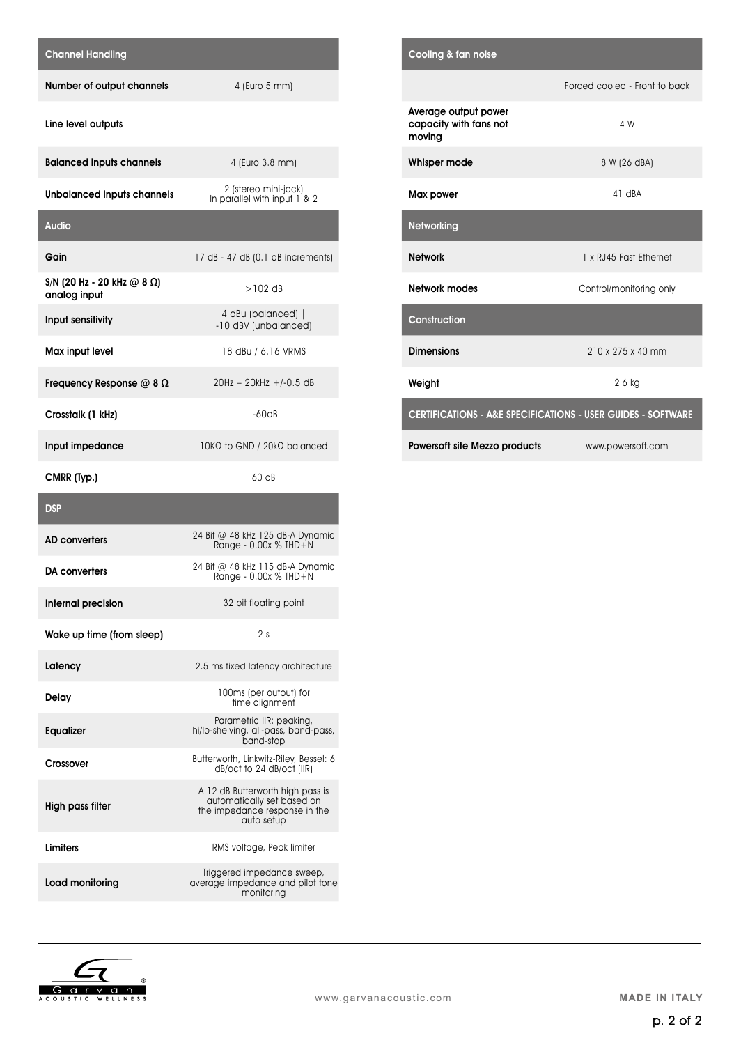| Channel Handling | |
|---|---|
| Number of output channels | 4 (Euro 5 mm) |
| Line level outputs | |
| Balanced inputs channels | 4 (Euro 3.8 mm) |
| Unbalanced inputs channels | 2 (stereo mini-jack) In parallel with input 1 & 2 |

| Audio | |
|---|---|
| Gain | 17 dB - 47 dB (0.1 dB increments) |
| S/N (20 Hz - 20 kHz @ 8 Ω) analog input | >102 dB |
| Input sensitivity | 4 dBu (balanced) \| -10 dBV (unbalanced) |
| Max input level | 18 dBu / 6.16 VRMS |
| Frequency Response @ 8 Ω | 20Hz – 20kHz +/-0.5 dB |
| Crosstalk (1 kHz) | -60dB |
| Input impedance | 10KΩ to GND / 20kΩ balanced |
| CMRR (Typ.) | 60 dB |

| DSP | |
|---|---|
| AD converters | 24 Bit @ 48 kHz 125 dB-A Dynamic Range - 0.00x % THD+N |
| DA converters | 24 Bit @ 48 kHz 115 dB-A Dynamic Range - 0.00x % THD+N |
| Internal precision | 32 bit floating point |
| Wake up time (from sleep) | 2 s |
| Latency | 2.5 ms fixed latency architecture |
| Delay | 100ms (per output) for time alignment |
| Equalizer | Parametric IIR: peaking, hi/lo-shelving, all-pass, band-pass, band-stop |
| Crossover | Butterworth, Linkwitz-Riley, Bessel: 6 dB/oct to 24 dB/oct (IIR) |
| High pass filter | A 12 dB Butterworth high pass is automatically set based on the impedance response in the auto setup |
| Limiters | RMS voltage, Peak limiter |
| Load monitoring | Triggered impedance sweep, average impedance and pilot tone monitoring |

| Cooling & fan noise | |
|---|---|
| | Forced cooled - Front to back |
| Average output power capacity with fans not moving | 4 W |
| Whisper mode | 8 W (26 dBA) |
| Max power | 41 dBA |

| Networking | |
|---|---|
| Network | 1 x RJ45 Fast Ethernet |
| Network modes | Control/monitoring only |

| Construction | |
|---|---|
| Dimensions | 210 x 275 x 40 mm |
| Weight | 2.6 kg |

| CERTIFICATIONS - A&E SPECIFICATIONS - USER GUIDES - SOFTWARE | |
|---|---|
| Powersoft site Mezzo products | www.powersoft.com |

www.garvanacoustic.com

MADE IN ITALY